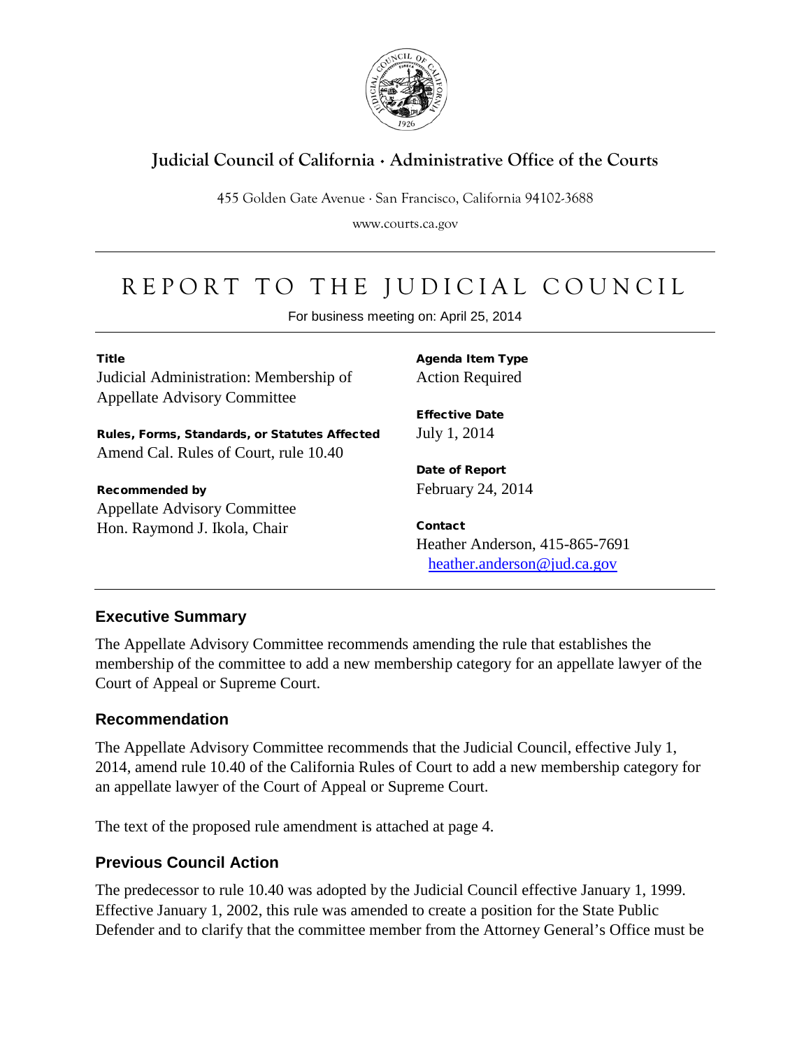**Judicial Council of California · Administrative Office of the Courts**

455 Golden Gate Avenue · San Francisco, California 94102-3688

www.courts.ca.gov

# REPORT TO THE JUDICIAL COUNCIL

For business meeting on: April 25, 2014

**Title**
Judicial Administration: Membership of Appellate Advisory Committee

**Rules, Forms, Standards, or Statutes Affected**
Amend Cal. Rules of Court, rule 10.40

**Recommended by**
Appellate Advisory Committee
Hon. Raymond J. Ikola, Chair

**Agenda Item Type**
Action Required

**Effective Date**
July 1, 2014

**Date of Report**
February 24, 2014

**Contact**
Heather Anderson, 415-865-7691
heather.anderson@jud.ca.gov

## Executive Summary

The Appellate Advisory Committee recommends amending the rule that establishes the membership of the committee to add a new membership category for an appellate lawyer of the Court of Appeal or Supreme Court.

## Recommendation

The Appellate Advisory Committee recommends that the Judicial Council, effective July 1, 2014, amend rule 10.40 of the California Rules of Court to add a new membership category for an appellate lawyer of the Court of Appeal or Supreme Court.

The text of the proposed rule amendment is attached at page 4.

## Previous Council Action

The predecessor to rule 10.40 was adopted by the Judicial Council effective January 1, 1999. Effective January 1, 2002, this rule was amended to create a position for the State Public Defender and to clarify that the committee member from the Attorney General's Office must be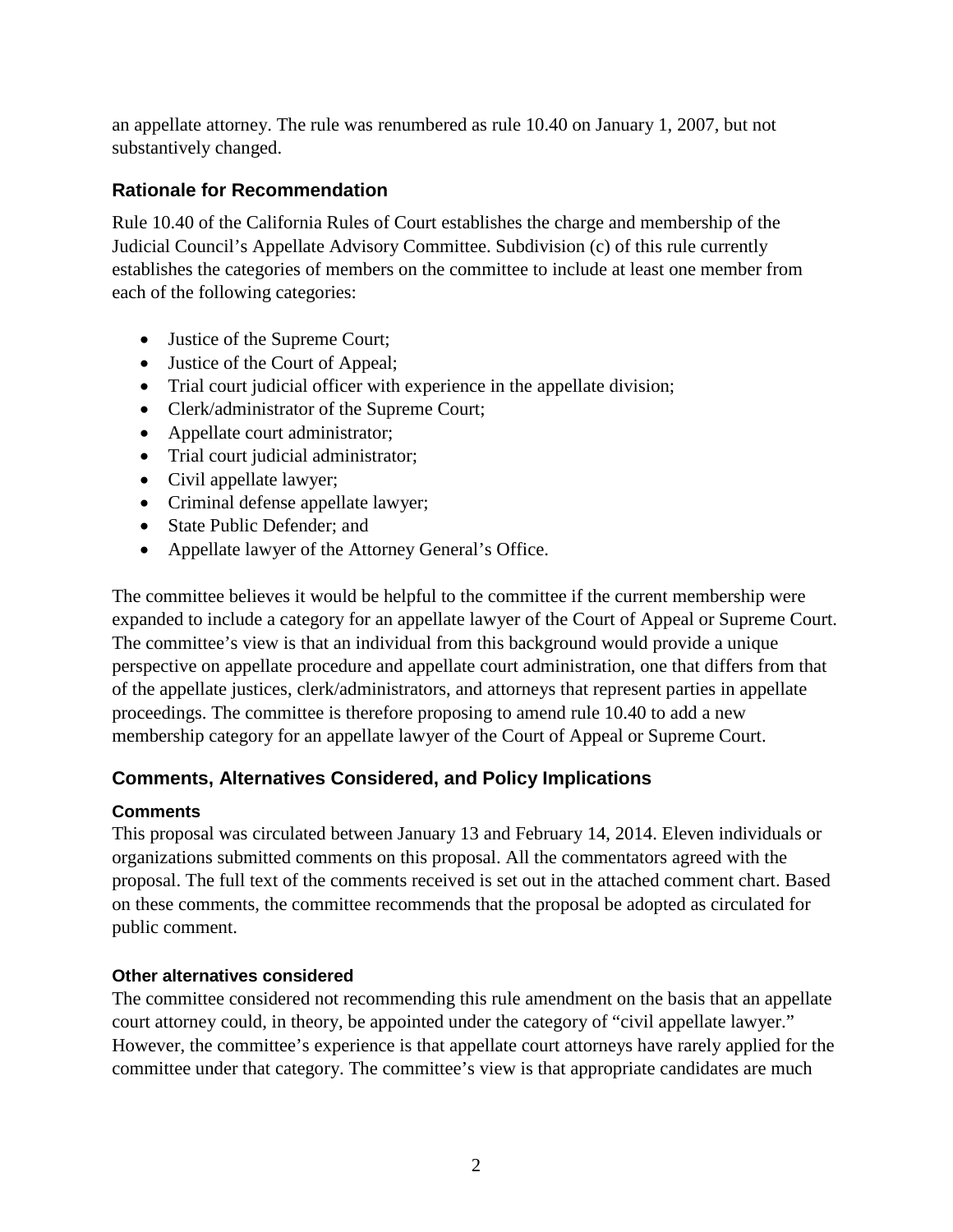an appellate attorney. The rule was renumbered as rule 10.40 on January 1, 2007, but not substantively changed.

## Rationale for Recommendation

Rule 10.40 of the California Rules of Court establishes the charge and membership of the Judicial Council's Appellate Advisory Committee. Subdivision (c) of this rule currently establishes the categories of members on the committee to include at least one member from each of the following categories:

- Justice of the Supreme Court;
- Justice of the Court of Appeal;
- Trial court judicial officer with experience in the appellate division;
- Clerk/administrator of the Supreme Court;
- Appellate court administrator;
- Trial court judicial administrator;
- Civil appellate lawyer;
- Criminal defense appellate lawyer;
- State Public Defender; and
- Appellate lawyer of the Attorney General's Office.

The committee believes it would be helpful to the committee if the current membership were expanded to include a category for an appellate lawyer of the Court of Appeal or Supreme Court. The committee's view is that an individual from this background would provide a unique perspective on appellate procedure and appellate court administration, one that differs from that of the appellate justices, clerk/administrators, and attorneys that represent parties in appellate proceedings. The committee is therefore proposing to amend rule 10.40 to add a new membership category for an appellate lawyer of the Court of Appeal or Supreme Court.

## Comments, Alternatives Considered, and Policy Implications

### Comments

This proposal was circulated between January 13 and February 14, 2014. Eleven individuals or organizations submitted comments on this proposal. All the commentators agreed with the proposal. The full text of the comments received is set out in the attached comment chart. Based on these comments, the committee recommends that the proposal be adopted as circulated for public comment.

### Other alternatives considered

The committee considered not recommending this rule amendment on the basis that an appellate court attorney could, in theory, be appointed under the category of "civil appellate lawyer." However, the committee's experience is that appellate court attorneys have rarely applied for the committee under that category. The committee's view is that appropriate candidates are much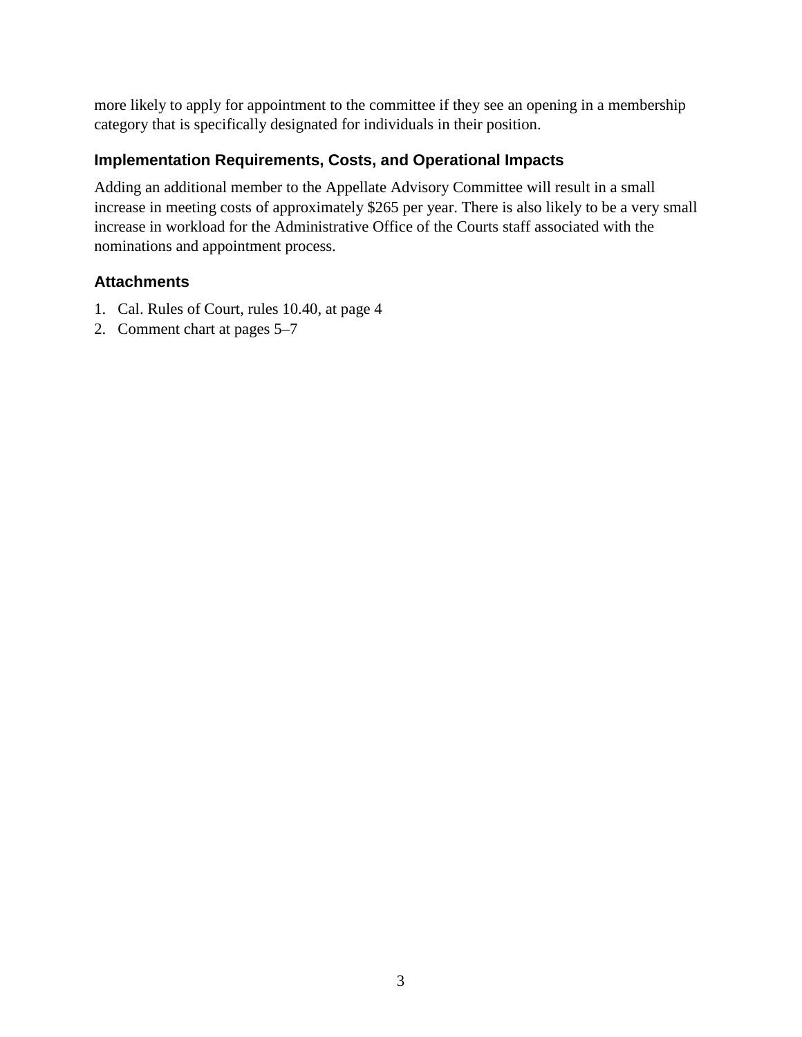more likely to apply for appointment to the committee if they see an opening in a membership category that is specifically designated for individuals in their position.

### Implementation Requirements, Costs, and Operational Impacts

Adding an additional member to the Appellate Advisory Committee will result in a small increase in meeting costs of approximately $265 per year. There is also likely to be a very small increase in workload for the Administrative Office of the Courts staff associated with the nominations and appointment process.

### Attachments

1. Cal. Rules of Court, rules 10.40, at page 4
2. Comment chart at pages 5–7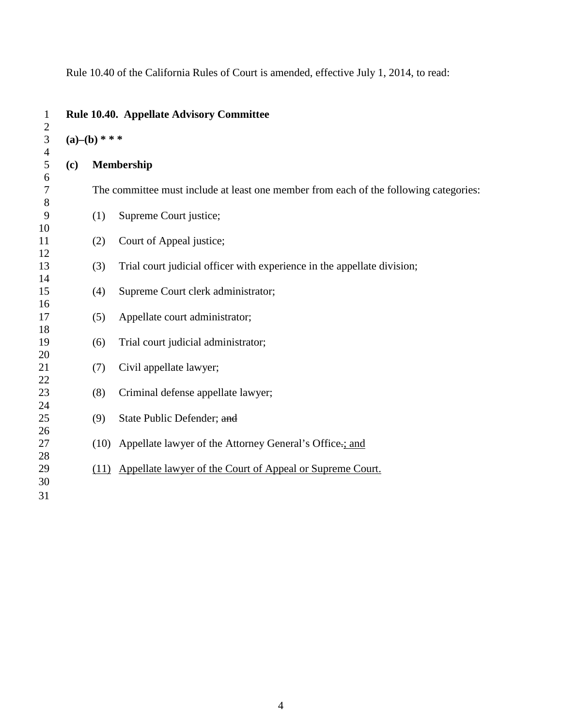Rule 10.40 of the California Rules of Court is amended, effective July 1, 2014, to read:

**Rule 10.40. Appellate Advisory Committee**

**(a)–(b) * * ***

**(c) Membership**

The committee must include at least one member from each of the following categories:

(1) Supreme Court justice;

(2) Court of Appeal justice;

(3) Trial court judicial officer with experience in the appellate division;

(4) Supreme Court clerk administrator;

(5) Appellate court administrator;

(6) Trial court judicial administrator;

(7) Civil appellate lawyer;

(8) Criminal defense appellate lawyer;

(9) State Public Defender; ~~and~~

(10) Appellate lawyer of the Attorney General's Office~~.~~<u>; and</u>

<u>(11) Appellate lawyer of the Court of Appeal or Supreme Court.</u>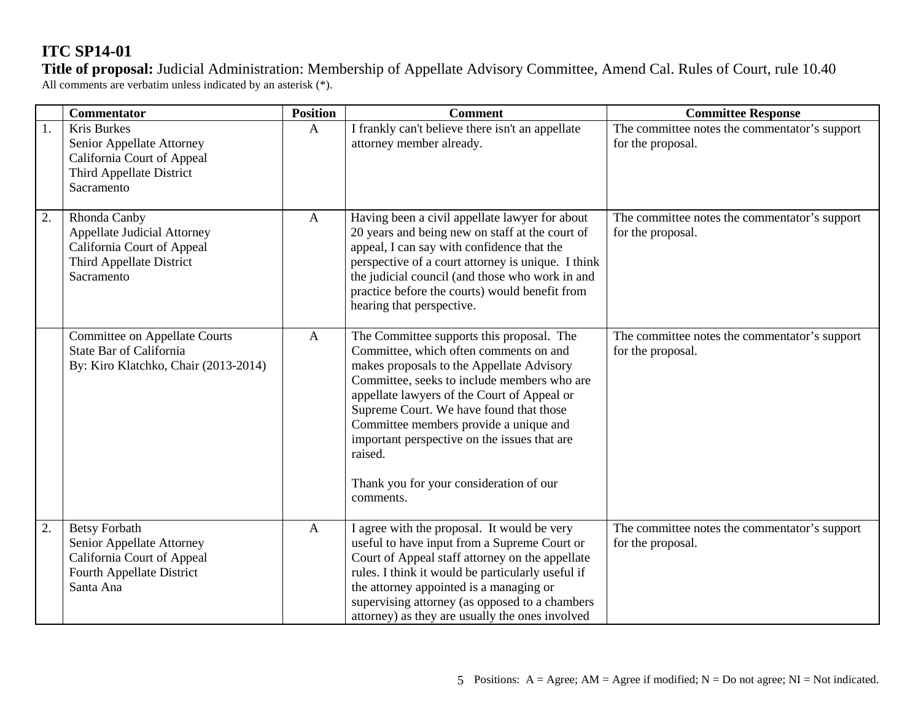# ITC SP14-01

**Title of proposal:** Judicial Administration: Membership of Appellate Advisory Committee, Amend Cal. Rules of Court, rule 10.40

All comments are verbatim unless indicated by an asterisk (*).

| | Commentator | Position | Comment | Committee Response |
|---|---|---|---|---|
| 1. | Kris Burkes<br>Senior Appellate Attorney<br>California Court of Appeal<br>Third Appellate District<br>Sacramento | A | I frankly can't believe there isn't an appellate attorney member already. | The committee notes the commentator's support for the proposal. |
| 2. | Rhonda Canby<br>Appellate Judicial Attorney<br>California Court of Appeal<br>Third Appellate District<br>Sacramento | A | Having been a civil appellate lawyer for about 20 years and being new on staff at the court of appeal, I can say with confidence that the perspective of a court attorney is unique. I think the judicial council (and those who work in and practice before the courts) would benefit from hearing that perspective. | The committee notes the commentator's support for the proposal. |
| | Committee on Appellate Courts<br>State Bar of California<br>By: Kiro Klatchko, Chair (2013-2014) | A | The Committee supports this proposal. The Committee, which often comments on and makes proposals to the Appellate Advisory Committee, seeks to include members who are appellate lawyers of the Court of Appeal or Supreme Court. We have found that those Committee members provide a unique and important perspective on the issues that are raised.<br><br>Thank you for your consideration of our comments. | The committee notes the commentator's support for the proposal. |
| 2. | Betsy Forbath<br>Senior Appellate Attorney<br>California Court of Appeal<br>Fourth Appellate District<br>Santa Ana | A | I agree with the proposal. It would be very useful to have input from a Supreme Court or Court of Appeal staff attorney on the appellate rules. I think it would be particularly useful if the attorney appointed is a managing or supervising attorney (as opposed to a chambers attorney) as they are usually the ones involved | The committee notes the commentator's support for the proposal. |

Positions: A = Agree; AM = Agree if modified; N = Do not agree; NI = Not indicated.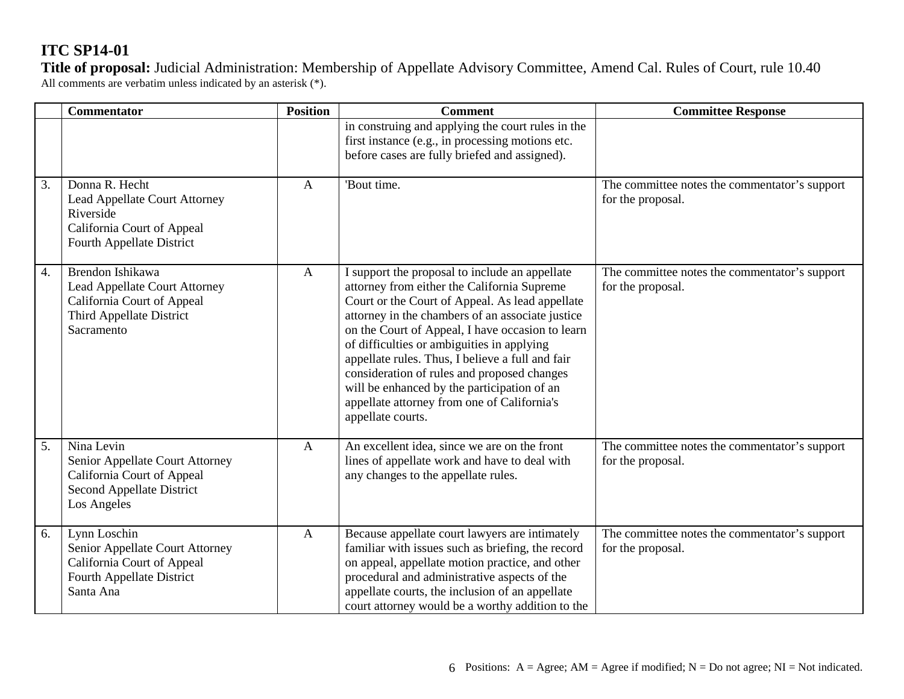**ITC SP14-01**

**Title of proposal:** Judicial Administration: Membership of Appellate Advisory Committee, Amend Cal. Rules of Court, rule 10.40

All comments are verbatim unless indicated by an asterisk (*).

| | Commentator | Position | Comment | Committee Response |
|---|---|---|---|---|
| | | | in construing and applying the court rules in the first instance (e.g., in processing motions etc. before cases are fully briefed and assigned). | |
| 3. | Donna R. Hecht<br>Lead Appellate Court Attorney<br>Riverside<br>California Court of Appeal<br>Fourth Appellate District | A | 'Bout time. | The committee notes the commentator's support for the proposal. |
| 4. | Brendon Ishikawa<br>Lead Appellate Court Attorney<br>California Court of Appeal<br>Third Appellate District<br>Sacramento | A | I support the proposal to include an appellate attorney from either the California Supreme Court or the Court of Appeal. As lead appellate attorney in the chambers of an associate justice on the Court of Appeal, I have occasion to learn of difficulties or ambiguities in applying appellate rules. Thus, I believe a full and fair consideration of rules and proposed changes will be enhanced by the participation of an appellate attorney from one of California's appellate courts. | The committee notes the commentator's support for the proposal. |
| 5. | Nina Levin<br>Senior Appellate Court Attorney<br>California Court of Appeal<br>Second Appellate District<br>Los Angeles | A | An excellent idea, since we are on the front lines of appellate work and have to deal with any changes to the appellate rules. | The committee notes the commentator's support for the proposal. |
| 6. | Lynn Loschin<br>Senior Appellate Court Attorney<br>California Court of Appeal<br>Fourth Appellate District<br>Santa Ana | A | Because appellate court lawyers are intimately familiar with issues such as briefing, the record on appeal, appellate motion practice, and other procedural and administrative aspects of the appellate courts, the inclusion of an appellate court attorney would be a worthy addition to the | The committee notes the commentator's support for the proposal. |

Positions: A = Agree; AM = Agree if modified; N = Do not agree; NI = Not indicated.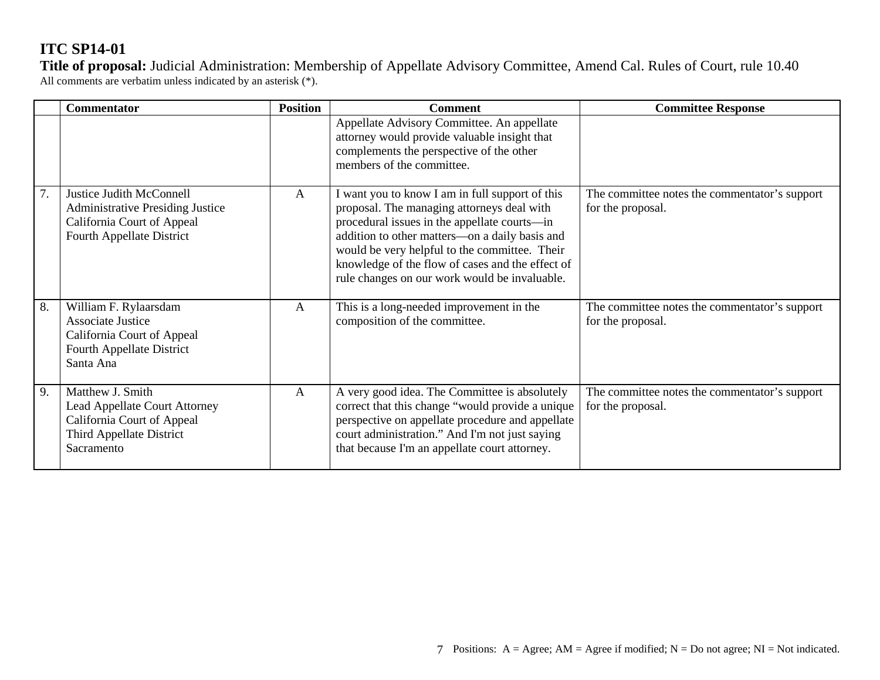**ITC SP14-01**

**Title of proposal:** Judicial Administration: Membership of Appellate Advisory Committee, Amend Cal. Rules of Court, rule 10.40

All comments are verbatim unless indicated by an asterisk (*).

| | Commentator | Position | Comment | Committee Response |
|---|---|---|---|---|
| | | | Appellate Advisory Committee. An appellate attorney would provide valuable insight that complements the perspective of the other members of the committee. | |
| 7. | Justice Judith McConnell<br>Administrative Presiding Justice<br>California Court of Appeal<br>Fourth Appellate District | A | I want you to know I am in full support of this proposal. The managing attorneys deal with procedural issues in the appellate courts—in addition to other matters—on a daily basis and would be very helpful to the committee. Their knowledge of the flow of cases and the effect of rule changes on our work would be invaluable. | The committee notes the commentator's support for the proposal. |
| 8. | William F. Rylaarsdam<br>Associate Justice<br>California Court of Appeal<br>Fourth Appellate District<br>Santa Ana | A | This is a long-needed improvement in the composition of the committee. | The committee notes the commentator's support for the proposal. |
| 9. | Matthew J. Smith<br>Lead Appellate Court Attorney<br>California Court of Appeal<br>Third Appellate District<br>Sacramento | A | A very good idea. The Committee is absolutely correct that this change "would provide a unique perspective on appellate procedure and appellate court administration." And I'm not just saying that because I'm an appellate court attorney. | The committee notes the commentator's support for the proposal. |

Positions: A = Agree; AM = Agree if modified; N = Do not agree; NI = Not indicated.